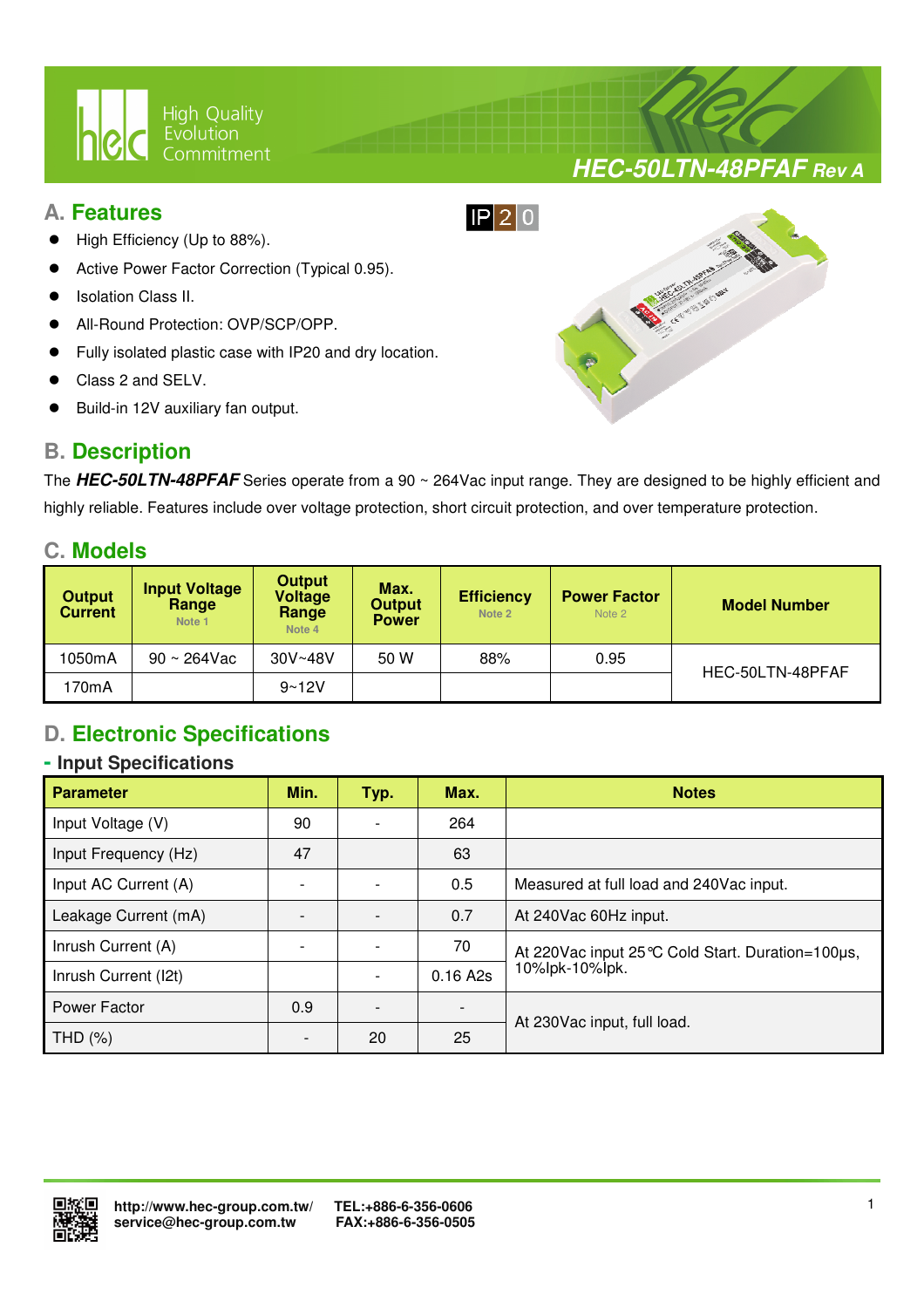# HEC-50LTN-48PFAF Rev A

## A. Features

IP20

- High Efficiency (Up to 88%).
- Active Power Factor Correction (Typical 0.95).
- Isolation Class II.
- All-Round Protection: OVP/SCP/OPP.
- Fully isolated plastic case with IP20 and dry location.
- Class 2 and SELV.
- Build-in 12V auxiliary fan output.

## B. Description

The ***HEC-50LTN-48PFAF*** Series operate from a 90 ~ 264Vac input range. They are designed to be highly efficient and highly reliable. Features include over voltage protection, short circuit protection, and over temperature protection.

## C. Models

| Output Current | Input Voltage Range Note 1 | Output Voltage Range Note 4 | Max. Output Power | Efficiency Note 2 | Power Factor Note 2 | Model Number |
|---|---|---|---|---|---|---|
| 1050mA | 90 ~ 264Vac | 30V~48V | 50 W | 88% | 0.95 | HEC-50LTN-48PFAF |
| 170mA | | 9~12V | | | | |

## D. Electronic Specifications

### - Input Specifications

| Parameter | Min. | Typ. | Max. | Notes |
|---|---|---|---|---|
| Input Voltage (V) | 90 | - | 264 | |
| Input Frequency (Hz) | 47 | | 63 | |
| Input AC Current (A) | - | - | 0.5 | Measured at full load and 240Vac input. |
| Leakage Current (mA) | - | - | 0.7 | At 240Vac 60Hz input. |
| Inrush Current (A) | - | - | 70 | At 220Vac input 25℃ Cold Start. Duration=100μs, 10%Ipk-10%Ipk. |
| Inrush Current (I2t) | | - | 0.16 A2s | |
| Power Factor | 0.9 | - | - | At 230Vac input, full load. |
| THD (%) | - | 20 | 25 | |

http://www.hec-group.com.tw/
service@hec-group.com.tw
TEL:+886-6-356-0606
FAX:+886-6-356-0505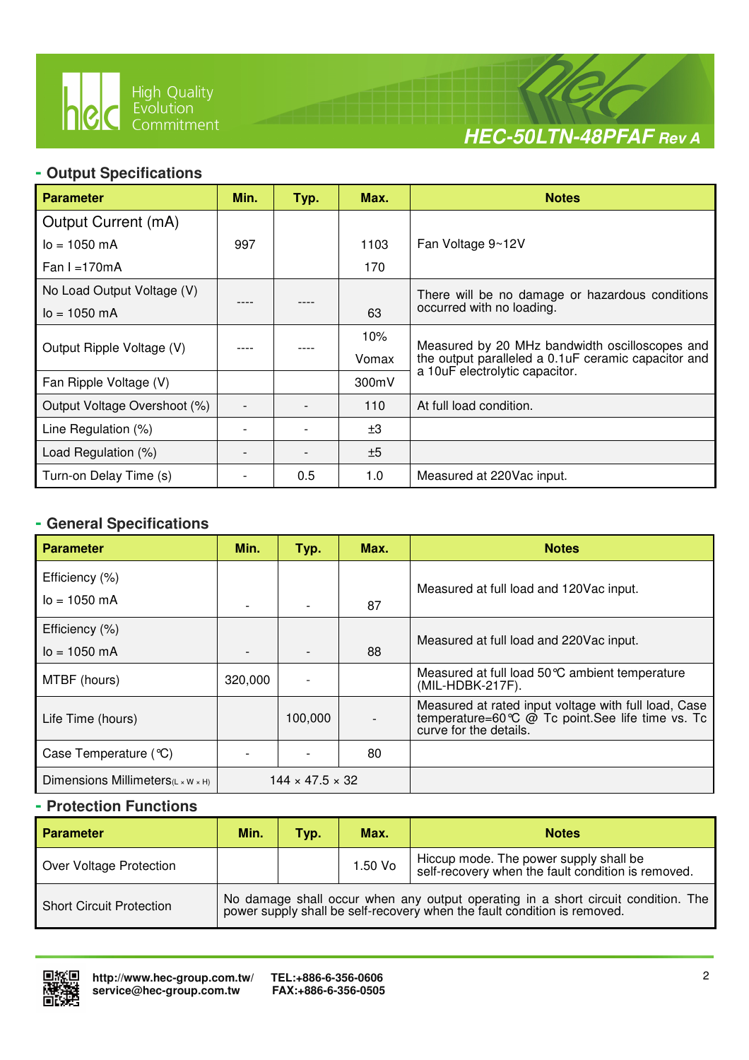## - Output Specifications

| Parameter | Min. | Typ. | Max. | Notes |
|---|---|---|---|---|
| Output Current (mA)<br>Io = 1050 mA<br>Fan I =170mA | 997 | | 1103<br>170 | Fan Voltage 9~12V |
| No Load Output Voltage (V)<br>Io = 1050 mA | ---- | ---- | 63 | There will be no damage or hazardous conditions occurred with no loading. |
| Output Ripple Voltage (V) | ---- | ---- | 10% Vomax | Measured by 20 MHz bandwidth oscilloscopes and the output paralleled a 0.1uF ceramic capacitor and a 10uF electrolytic capacitor. |
| Fan Ripple Voltage (V) | | | 300mV | |
| Output Voltage Overshoot (%) | - | - | 110 | At full load condition. |
| Line Regulation (%) | - | - | ±3 | |
| Load Regulation (%) | - | - | ±5 | |
| Turn-on Delay Time (s) | - | 0.5 | 1.0 | Measured at 220Vac input. |

## - General Specifications

| Parameter | Min. | Typ. | Max. | Notes |
|---|---|---|---|---|
| Efficiency (%)<br>Io = 1050 mA | - | - | 87 | Measured at full load and 120Vac input. |
| Efficiency (%)<br>Io = 1050 mA | - | - | 88 | Measured at full load and 220Vac input. |
| MTBF (hours) | 320,000 | - | | Measured at full load 50℃ ambient temperature (MIL-HDBK-217F). |
| Life Time (hours) | | 100,000 | - | Measured at rated input voltage with full load, Case temperature=60℃ @ Tc point.See life time vs. Tc curve for the details. |
| Case Temperature (℃) | - | - | 80 | |
| Dimensions Millimeters(L × W × H) | 144 × 47.5 × 32 | | | |

## - Protection Functions

| Parameter | Min. | Typ. | Max. | Notes |
|---|---|---|---|---|
| Over Voltage Protection | | | 1.50 Vo | Hiccup mode. The power supply shall be self-recovery when the fault condition is removed. |
| Short Circuit Protection | No damage shall occur when any output operating in a short circuit condition. The power supply shall be self-recovery when the fault condition is removed. | | | |

http://www.hec-group.com.tw/
service@hec-group.com.tw

TEL:+886-6-356-0606
FAX:+886-6-356-0505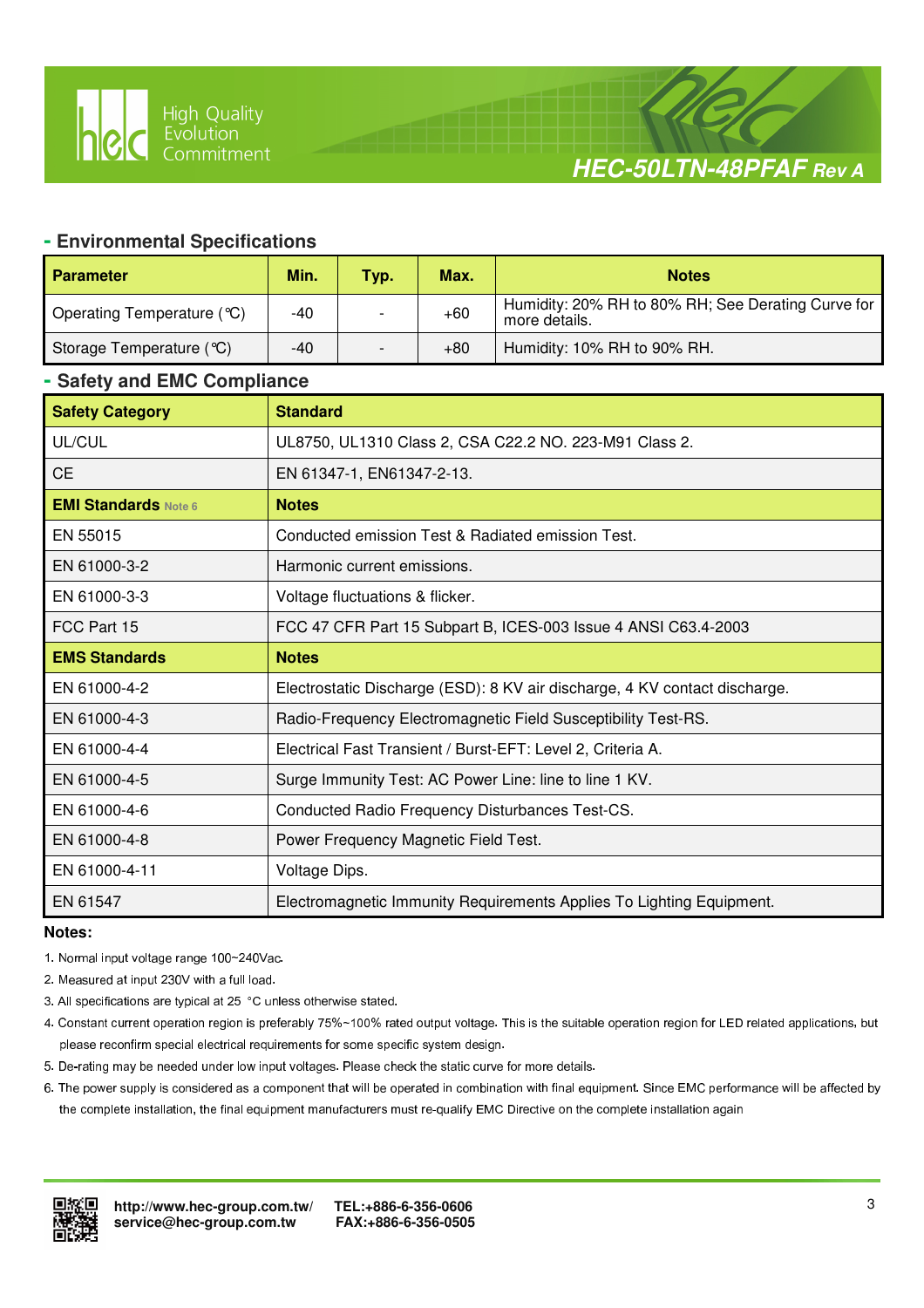## - Environmental Specifications

| Parameter | Min. | Typ. | Max. | Notes |
|---|---|---|---|---|
| Operating Temperature (℃) | -40 | - | +60 | Humidity: 20% RH to 80% RH; See Derating Curve for more details. |
| Storage Temperature (℃) | -40 | - | +80 | Humidity: 10% RH to 90% RH. |

## - Safety and EMC Compliance

| Safety Category | Standard |
|---|---|
| UL/CUL | UL8750, UL1310 Class 2, CSA C22.2 NO. 223-M91 Class 2. |
| CE | EN 61347-1, EN61347-2-13. |
| **EMI Standards** Note 6 | **Notes** |
| EN 55015 | Conducted emission Test & Radiated emission Test. |
| EN 61000-3-2 | Harmonic current emissions. |
| EN 61000-3-3 | Voltage fluctuations & flicker. |
| FCC Part 15 | FCC 47 CFR Part 15 Subpart B, ICES-003 Issue 4 ANSI C63.4-2003 |
| **EMS Standards** | **Notes** |
| EN 61000-4-2 | Electrostatic Discharge (ESD): 8 KV air discharge, 4 KV contact discharge. |
| EN 61000-4-3 | Radio-Frequency Electromagnetic Field Susceptibility Test-RS. |
| EN 61000-4-4 | Electrical Fast Transient / Burst-EFT: Level 2, Criteria A. |
| EN 61000-4-5 | Surge Immunity Test: AC Power Line: line to line 1 KV. |
| EN 61000-4-6 | Conducted Radio Frequency Disturbances Test-CS. |
| EN 61000-4-8 | Power Frequency Magnetic Field Test. |
| EN 61000-4-11 | Voltage Dips. |
| EN 61547 | Electromagnetic Immunity Requirements Applies To Lighting Equipment. |

**Notes:**

1. Normal input voltage range 100~240Vac.
2. Measured at input 230V with a full load.
3. All specifications are typical at 25 °C unless otherwise stated.
4. Constant current operation region is preferably 75%~100% rated output voltage. This is the suitable operation region for LED related applications, but please reconfirm special electrical requirements for some specific system design.
5. De-rating may be needed under low input voltages. Please check the static curve for more details.
6. The power supply is considered as a component that will be operated in combination with final equipment. Since EMC performance will be affected by the complete installation, the final equipment manufacturers must re-qualify EMC Directive on the complete installation again

http://www.hec-group.com.tw/ service@hec-group.com.tw TEL:+886-6-356-0606 FAX:+886-6-356-0505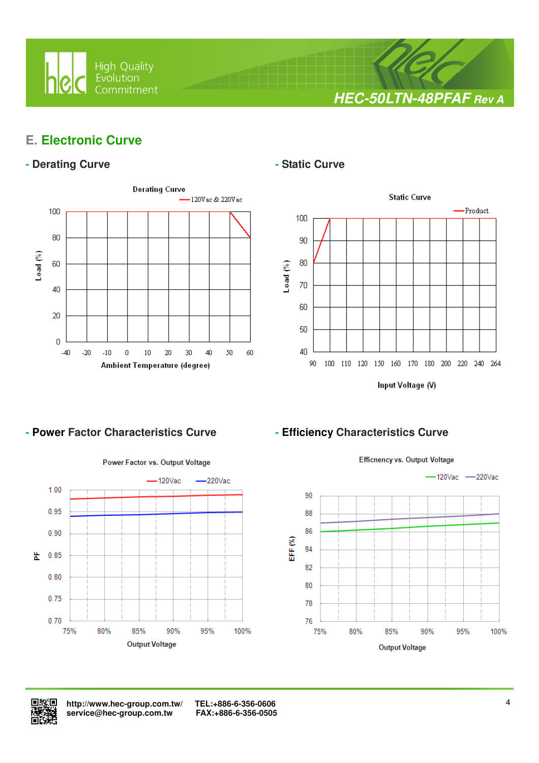## E. Electronic Curve

### - Derating Curve

Derating Curve

120Vac & 220Vac

Load (%)

Ambient Temperature (degree)

### - Static Curve

Static Curve

Product

Load (%)

Input Voltage (V)

### - Power Factor Characteristics Curve

Power Factor vs. Output Voltage

120Vac  220Vac

PF

Output Voltage

### - Efficiency Characteristics Curve

Efficnency vs. Output Voltage

120Vac  220Vac

EFF (%)

Output Voltage

http://www.hec-group.com.tw/
service@hec-group.com.tw

TEL:+886-6-356-0606
FAX:+886-6-356-0505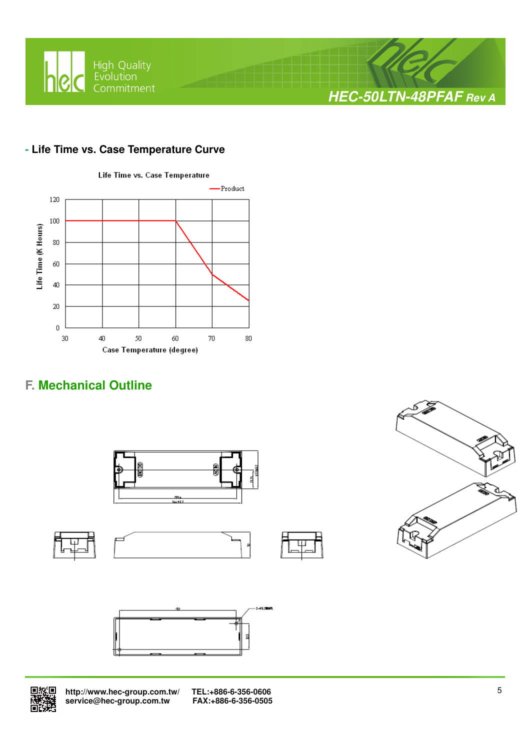- **Life Time vs. Case Temperature Curve**

Life Time vs. Case Temperature

Product

Life Time (K Hours)

Case Temperature (degree)

## F. Mechanical Outline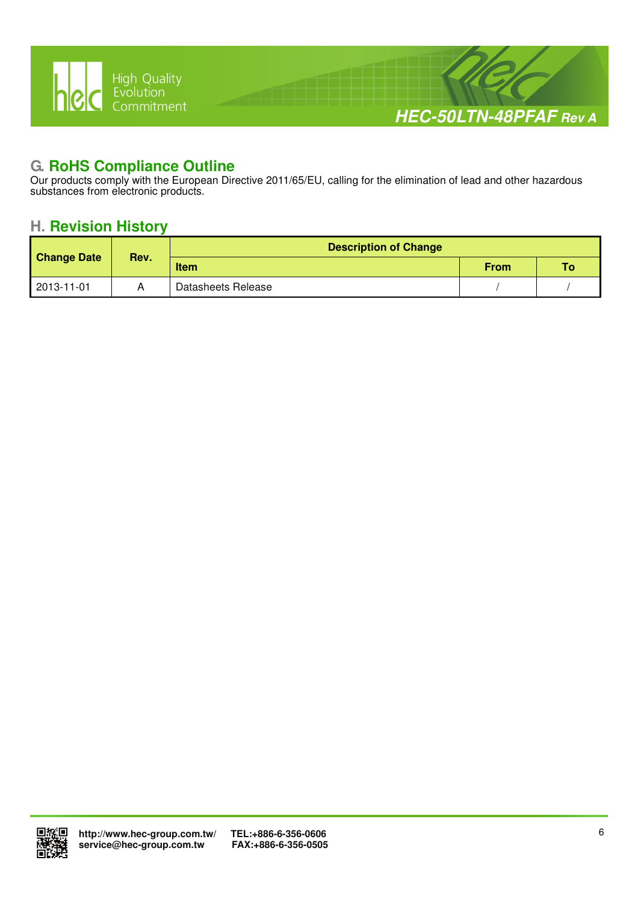## G. RoHS Compliance Outline

Our products comply with the European Directive 2011/65/EU, calling for the elimination of lead and other hazardous substances from electronic products.

## H. Revision History

| Change Date | Rev. | Description of Change | | |
|---|---|---|---|---|
| | | Item | From | To |
| 2013-11-01 | A | Datasheets Release | / | / |